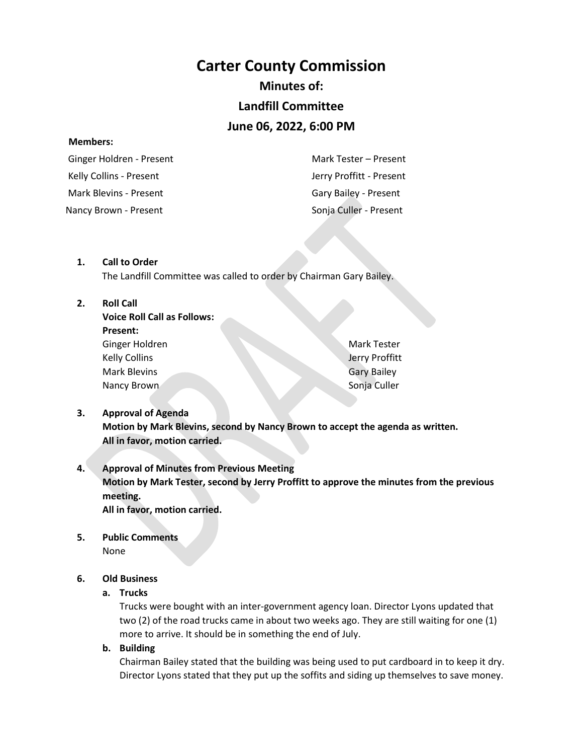# Carter County Commission

## Minutes of:

## Landfill Committee

## June 06, 2022, 6:00 PM

**Members:**

| | |
|---|---|
| Ginger Holdren - Present | Mark Tester – Present |
| Kelly Collins - Present | Jerry Proffitt - Present |
| Mark Blevins - Present | Gary Bailey - Present |
| Nancy Brown - Present | Sonja Culler - Present |

1. **Call to Order**
   The Landfill Committee was called to order by Chairman Gary Bailey.

2. **Roll Call**
   **Voice Roll Call as Follows:**
   **Present:**

   | | |
   |---|---|
   | Ginger Holdren | Mark Tester |
   | Kelly Collins | Jerry Proffitt |
   | Mark Blevins | Gary Bailey |
   | Nancy Brown | Sonja Culler |

3. **Approval of Agenda**
   **Motion by Mark Blevins, second by Nancy Brown to accept the agenda as written.**
   **All in favor, motion carried.**

4. **Approval of Minutes from Previous Meeting**
   **Motion by Mark Tester, second by Jerry Proffitt to approve the minutes from the previous meeting.**
   **All in favor, motion carried.**

5. **Public Comments**
   None

6. **Old Business**
   a. **Trucks**
      Trucks were bought with an inter-government agency loan. Director Lyons updated that two (2) of the road trucks came in about two weeks ago. They are still waiting for one (1) more to arrive. It should be in something the end of July.

   b. **Building**
      Chairman Bailey stated that the building was being used to put cardboard in to keep it dry. Director Lyons stated that they put up the soffits and siding up themselves to save money.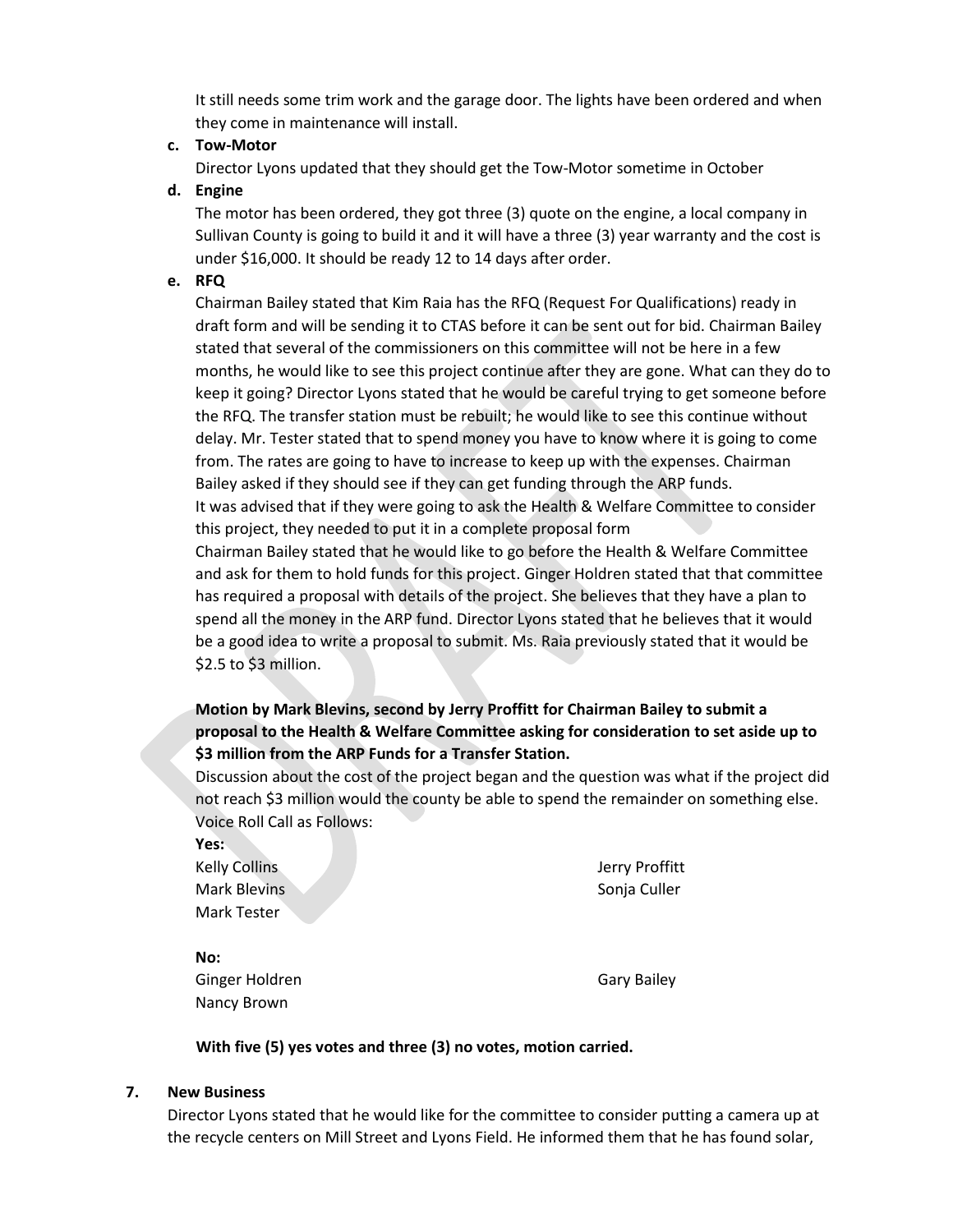It still needs some trim work and the garage door. The lights have been ordered and when they come in maintenance will install.

**c. Tow-Motor**

Director Lyons updated that they should get the Tow-Motor sometime in October

**d. Engine**

The motor has been ordered, they got three (3) quote on the engine, a local company in Sullivan County is going to build it and it will have a three (3) year warranty and the cost is under $16,000. It should be ready 12 to 14 days after order.

**e. RFQ**

Chairman Bailey stated that Kim Raia has the RFQ (Request For Qualifications) ready in draft form and will be sending it to CTAS before it can be sent out for bid. Chairman Bailey stated that several of the commissioners on this committee will not be here in a few months, he would like to see this project continue after they are gone. What can they do to keep it going? Director Lyons stated that he would be careful trying to get someone before the RFQ. The transfer station must be rebuilt; he would like to see this continue without delay. Mr. Tester stated that to spend money you have to know where it is going to come from. The rates are going to have to increase to keep up with the expenses. Chairman Bailey asked if they should see if they can get funding through the ARP funds.

It was advised that if they were going to ask the Health & Welfare Committee to consider this project, they needed to put it in a complete proposal form

Chairman Bailey stated that he would like to go before the Health & Welfare Committee and ask for them to hold funds for this project. Ginger Holdren stated that that committee has required a proposal with details of the project. She believes that they have a plan to spend all the money in the ARP fund. Director Lyons stated that he believes that it would be a good idea to write a proposal to submit. Ms. Raia previously stated that it would be $2.5 to $3 million.

**Motion by Mark Blevins, second by Jerry Proffitt for Chairman Bailey to submit a proposal to the Health & Welfare Committee asking for consideration to set aside up to $3 million from the ARP Funds for a Transfer Station.**

Discussion about the cost of the project began and the question was what if the project did not reach $3 million would the county be able to spend the remainder on something else.

Voice Roll Call as Follows:

**Yes:**

Kelly Collins
Jerry Proffitt
Mark Blevins
Sonja Culler
Mark Tester

**No:**

Ginger Holdren
Gary Bailey
Nancy Brown

**With five (5) yes votes and three (3) no votes, motion carried.**

## 7. New Business

Director Lyons stated that he would like for the committee to consider putting a camera up at the recycle centers on Mill Street and Lyons Field. He informed them that he has found solar,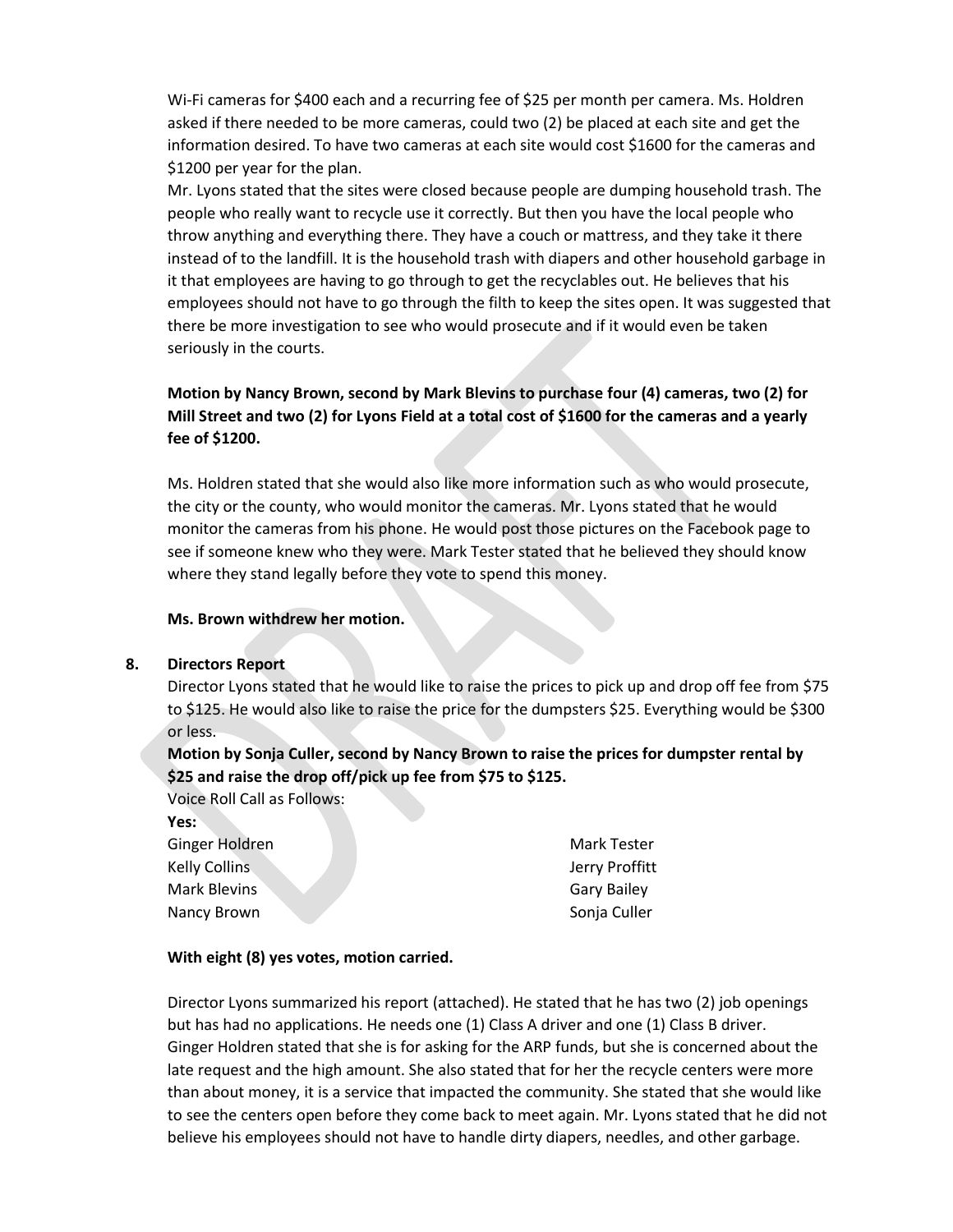Wi-Fi cameras for $400 each and a recurring fee of $25 per month per camera. Ms. Holdren asked if there needed to be more cameras, could two (2) be placed at each site and get the information desired. To have two cameras at each site would cost $1600 for the cameras and $1200 per year for the plan.

Mr. Lyons stated that the sites were closed because people are dumping household trash. The people who really want to recycle use it correctly. But then you have the local people who throw anything and everything there. They have a couch or mattress, and they take it there instead of to the landfill. It is the household trash with diapers and other household garbage in it that employees are having to go through to get the recyclables out. He believes that his employees should not have to go through the filth to keep the sites open. It was suggested that there be more investigation to see who would prosecute and if it would even be taken seriously in the courts.

**Motion by Nancy Brown, second by Mark Blevins to purchase four (4) cameras, two (2) for Mill Street and two (2) for Lyons Field at a total cost of $1600 for the cameras and a yearly fee of $1200.**

Ms. Holdren stated that she would also like more information such as who would prosecute, the city or the county, who would monitor the cameras. Mr. Lyons stated that he would monitor the cameras from his phone. He would post those pictures on the Facebook page to see if someone knew who they were. Mark Tester stated that he believed they should know where they stand legally before they vote to spend this money.

**Ms. Brown withdrew her motion.**

8. **Directors Report**

Director Lyons stated that he would like to raise the prices to pick up and drop off fee from $75 to $125. He would also like to raise the price for the dumpsters $25. Everything would be $300 or less.

**Motion by Sonja Culler, second by Nancy Brown to raise the prices for dumpster rental by $25 and raise the drop off/pick up fee from $75 to $125.**

Voice Roll Call as Follows:

**Yes:**

| | |
|---|---|
| Ginger Holdren | Mark Tester |
| Kelly Collins | Jerry Proffitt |
| Mark Blevins | Gary Bailey |
| Nancy Brown | Sonja Culler |

**With eight (8) yes votes, motion carried.**

Director Lyons summarized his report (attached). He stated that he has two (2) job openings but has had no applications. He needs one (1) Class A driver and one (1) Class B driver.

Ginger Holdren stated that she is for asking for the ARP funds, but she is concerned about the late request and the high amount. She also stated that for her the recycle centers were more than about money, it is a service that impacted the community. She stated that she would like to see the centers open before they come back to meet again. Mr. Lyons stated that he did not believe his employees should not have to handle dirty diapers, needles, and other garbage.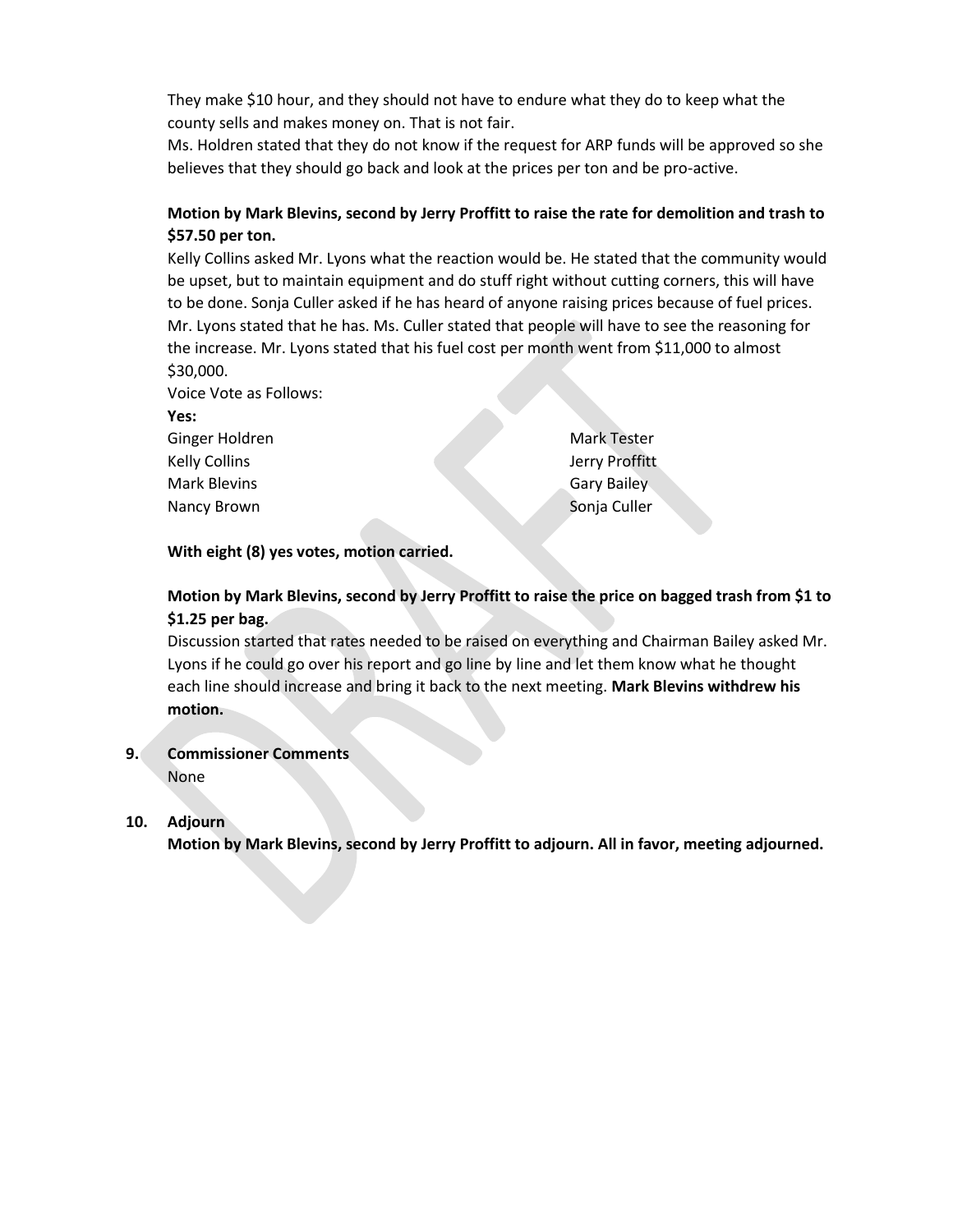They make $10 hour, and they should not have to endure what they do to keep what the county sells and makes money on. That is not fair.
Ms. Holdren stated that they do not know if the request for ARP funds will be approved so she believes that they should go back and look at the prices per ton and be pro-active.

**Motion by Mark Blevins, second by Jerry Proffitt to raise the rate for demolition and trash to $57.50 per ton.**
Kelly Collins asked Mr. Lyons what the reaction would be. He stated that the community would be upset, but to maintain equipment and do stuff right without cutting corners, this will have to be done. Sonja Culler asked if he has heard of anyone raising prices because of fuel prices. Mr. Lyons stated that he has. Ms. Culler stated that people will have to see the reasoning for the increase. Mr. Lyons stated that his fuel cost per month went from $11,000 to almost $30,000.
Voice Vote as Follows:
**Yes:**

| | |
|---|---|
| Ginger Holdren | Mark Tester |
| Kelly Collins | Jerry Proffitt |
| Mark Blevins | Gary Bailey |
| Nancy Brown | Sonja Culler |

**With eight (8) yes votes, motion carried.**

**Motion by Mark Blevins, second by Jerry Proffitt to raise the price on bagged trash from $1 to $1.25 per bag.**
Discussion started that rates needed to be raised on everything and Chairman Bailey asked Mr. Lyons if he could go over his report and go line by line and let them know what he thought each line should increase and bring it back to the next meeting. **Mark Blevins withdrew his motion.**

9. **Commissioner Comments**
   None

10. **Adjourn**
    **Motion by Mark Blevins, second by Jerry Proffitt to adjourn. All in favor, meeting adjourned.**